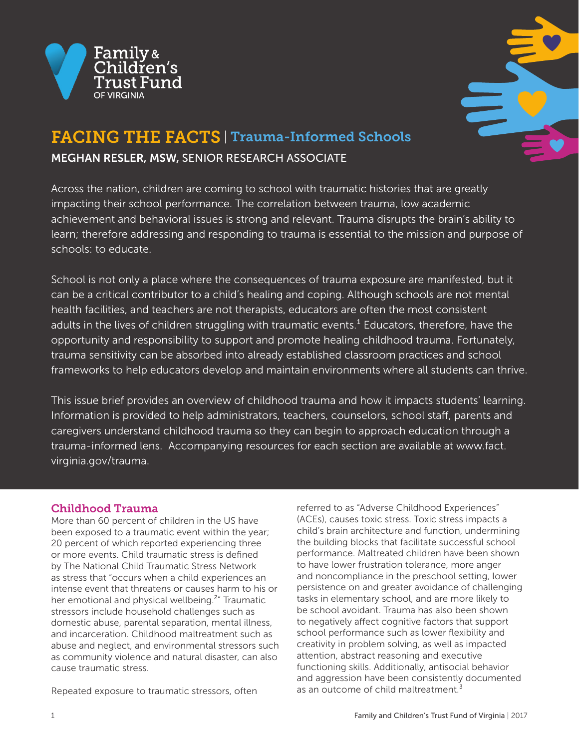Family & Children's Trust Fund OF VIRGINIA

# FACING THE FACTS | Trauma-Informed Schools

**MEGHAN RESLER, MSW,** SENIOR RESEARCH ASSOCIATE

Across the nation, children are coming to school with traumatic histories that are greatly impacting their school performance. The correlation between trauma, low academic achievement and behavioral issues is strong and relevant. Trauma disrupts the brain's ability to learn; therefore addressing and responding to trauma is essential to the mission and purpose of schools: to educate.

School is not only a place where the consequences of trauma exposure are manifested, but it can be a critical contributor to a child's healing and coping. Although schools are not mental health facilities, and teachers are not therapists, educators are often the most consistent adults in the lives of children struggling with traumatic events.[1] Educators, therefore, have the opportunity and responsibility to support and promote healing childhood trauma. Fortunately, trauma sensitivity can be absorbed into already established classroom practices and school frameworks to help educators develop and maintain environments where all students can thrive.

This issue brief provides an overview of childhood trauma and how it impacts students' learning. Information is provided to help administrators, teachers, counselors, school staff, parents and caregivers understand childhood trauma so they can begin to approach education through a trauma-informed lens. Accompanying resources for each section are available at www.fact.virginia.gov/trauma.

## Childhood Trauma

More than 60 percent of children in the US have been exposed to a traumatic event within the year; 20 percent of which reported experiencing three or more events. Child traumatic stress is defined by The National Child Traumatic Stress Network as stress that "occurs when a child experiences an intense event that threatens or causes harm to his or her emotional and physical wellbeing.[2]" Traumatic stressors include household challenges such as domestic abuse, parental separation, mental illness, and incarceration. Childhood maltreatment such as abuse and neglect, and environmental stressors such as community violence and natural disaster, can also cause traumatic stress.

Repeated exposure to traumatic stressors, often referred to as "Adverse Childhood Experiences" (ACEs), causes toxic stress. Toxic stress impacts a child's brain architecture and function, undermining the building blocks that facilitate successful school performance. Maltreated children have been shown to have lower frustration tolerance, more anger and noncompliance in the preschool setting, lower persistence on and greater avoidance of challenging tasks in elementary school, and are more likely to be school avoidant. Trauma has also been shown to negatively affect cognitive factors that support school performance such as lower flexibility and creativity in problem solving, as well as impacted attention, abstract reasoning and executive functioning skills. Additionally, antisocial behavior and aggression have been consistently documented as an outcome of child maltreatment.[3]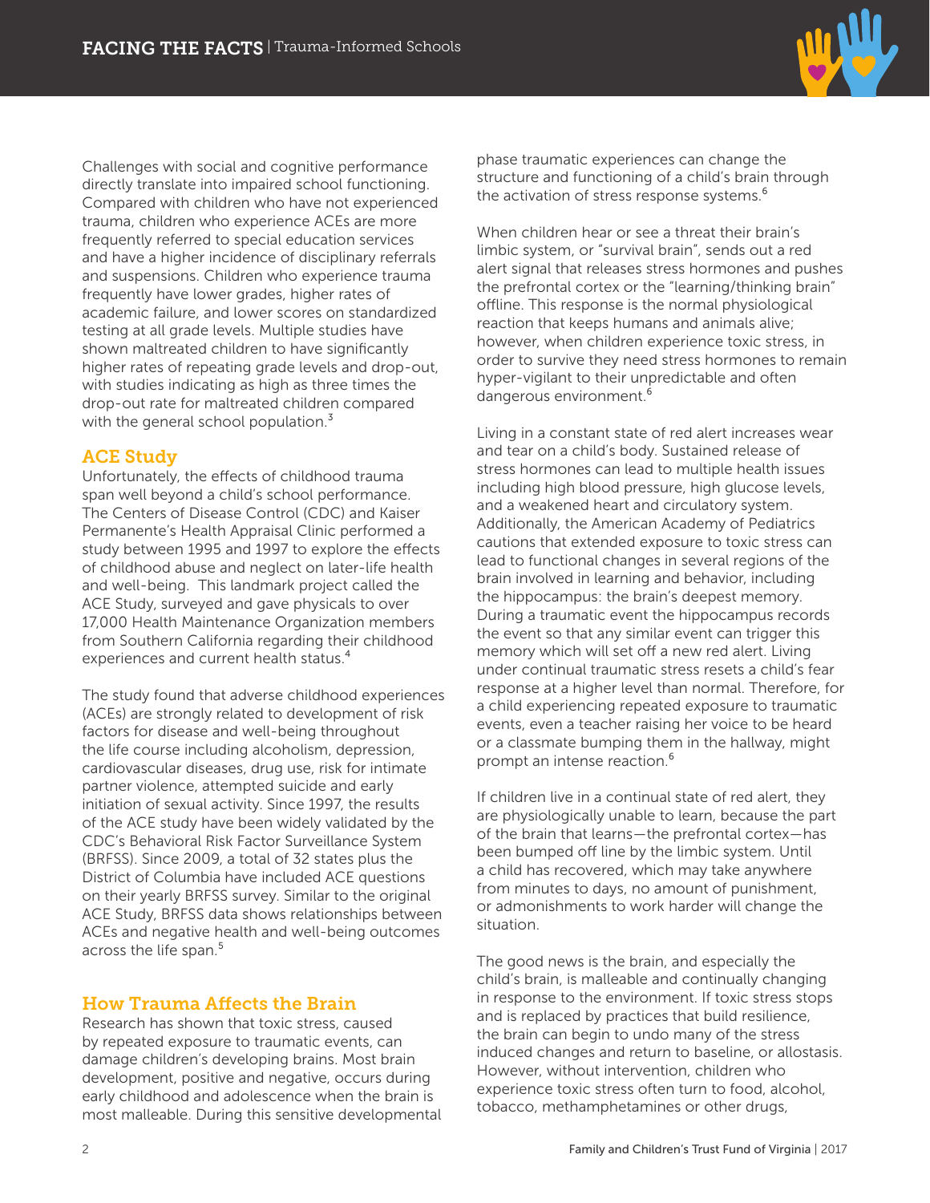Challenges with social and cognitive performance directly translate into impaired school functioning. Compared with children who have not experienced trauma, children who experience ACEs are more frequently referred to special education services and have a higher incidence of disciplinary referrals and suspensions. Children who experience trauma frequently have lower grades, higher rates of academic failure, and lower scores on standardized testing at all grade levels. Multiple studies have shown maltreated children to have significantly higher rates of repeating grade levels and drop-out, with studies indicating as high as three times the drop-out rate for maltreated children compared with the general school population.[3]

## ACE Study

Unfortunately, the effects of childhood trauma span well beyond a child's school performance. The Centers of Disease Control (CDC) and Kaiser Permanente's Health Appraisal Clinic performed a study between 1995 and 1997 to explore the effects of childhood abuse and neglect on later-life health and well-being. This landmark project called the ACE Study, surveyed and gave physicals to over 17,000 Health Maintenance Organization members from Southern California regarding their childhood experiences and current health status.[4]

The study found that adverse childhood experiences (ACEs) are strongly related to development of risk factors for disease and well-being throughout the life course including alcoholism, depression, cardiovascular diseases, drug use, risk for intimate partner violence, attempted suicide and early initiation of sexual activity. Since 1997, the results of the ACE study have been widely validated by the CDC's Behavioral Risk Factor Surveillance System (BRFSS). Since 2009, a total of 32 states plus the District of Columbia have included ACE questions on their yearly BRFSS survey. Similar to the original ACE Study, BRFSS data shows relationships between ACEs and negative health and well-being outcomes across the life span.[5]

## How Trauma Affects the Brain

Research has shown that toxic stress, caused by repeated exposure to traumatic events, can damage children's developing brains. Most brain development, positive and negative, occurs during early childhood and adolescence when the brain is most malleable. During this sensitive developmental phase traumatic experiences can change the structure and functioning of a child's brain through the activation of stress response systems.[6]

When children hear or see a threat their brain's limbic system, or "survival brain", sends out a red alert signal that releases stress hormones and pushes the prefrontal cortex or the "learning/thinking brain" offline. This response is the normal physiological reaction that keeps humans and animals alive; however, when children experience toxic stress, in order to survive they need stress hormones to remain hyper-vigilant to their unpredictable and often dangerous environment.[6]

Living in a constant state of red alert increases wear and tear on a child's body. Sustained release of stress hormones can lead to multiple health issues including high blood pressure, high glucose levels, and a weakened heart and circulatory system. Additionally, the American Academy of Pediatrics cautions that extended exposure to toxic stress can lead to functional changes in several regions of the brain involved in learning and behavior, including the hippocampus: the brain's deepest memory. During a traumatic event the hippocampus records the event so that any similar event can trigger this memory which will set off a new red alert. Living under continual traumatic stress resets a child's fear response at a higher level than normal. Therefore, for a child experiencing repeated exposure to traumatic events, even a teacher raising her voice to be heard or a classmate bumping them in the hallway, might prompt an intense reaction.[6]

If children live in a continual state of red alert, they are physiologically unable to learn, because the part of the brain that learns—the prefrontal cortex—has been bumped off line by the limbic system. Until a child has recovered, which may take anywhere from minutes to days, no amount of punishment, or admonishments to work harder will change the situation.

The good news is the brain, and especially the child's brain, is malleable and continually changing in response to the environment. If toxic stress stops and is replaced by practices that build resilience, the brain can begin to undo many of the stress induced changes and return to baseline, or allostasis. However, without intervention, children who experience toxic stress often turn to food, alcohol, tobacco, methamphetamines or other drugs,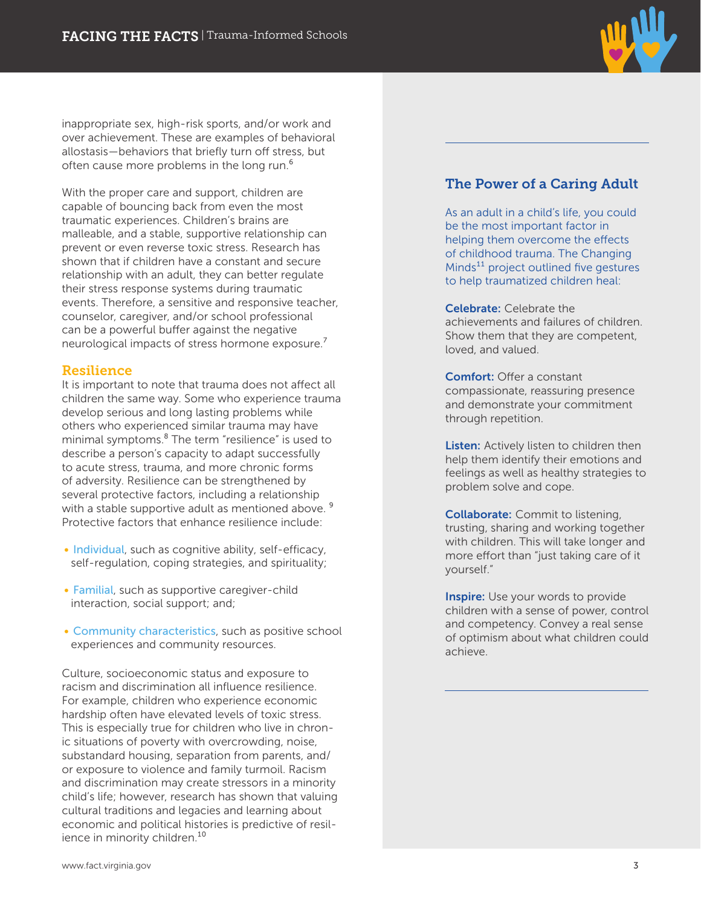inappropriate sex, high-risk sports, and/or work and over achievement. These are examples of behavioral allostasis—behaviors that briefly turn off stress, but often cause more problems in the long run.[6]

With the proper care and support, children are capable of bouncing back from even the most traumatic experiences. Children's brains are malleable, and a stable, supportive relationship can prevent or even reverse toxic stress. Research has shown that if children have a constant and secure relationship with an adult, they can better regulate their stress response systems during traumatic events. Therefore, a sensitive and responsive teacher, counselor, caregiver, and/or school professional can be a powerful buffer against the negative neurological impacts of stress hormone exposure.[7]

## Resilience

It is important to note that trauma does not affect all children the same way. Some who experience trauma develop serious and long lasting problems while others who experienced similar trauma may have minimal symptoms.[8] The term "resilience" is used to describe a person's capacity to adapt successfully to acute stress, trauma, and more chronic forms of adversity. Resilience can be strengthened by several protective factors, including a relationship with a stable supportive adult as mentioned above. [9] Protective factors that enhance resilience include:

- Individual, such as cognitive ability, self-efficacy, self-regulation, coping strategies, and spirituality;
- Familial, such as supportive caregiver-child interaction, social support; and;
- Community characteristics, such as positive school experiences and community resources.

Culture, socioeconomic status and exposure to racism and discrimination all influence resilience. For example, children who experience economic hardship often have elevated levels of toxic stress. This is especially true for children who live in chronic situations of poverty with overcrowding, noise, substandard housing, separation from parents, and/or exposure to violence and family turmoil. Racism and discrimination may create stressors in a minority child's life; however, research has shown that valuing cultural traditions and legacies and learning about economic and political histories is predictive of resilience in minority children.[10]

## The Power of a Caring Adult

As an adult in a child's life, you could be the most important factor in helping them overcome the effects of childhood trauma. The Changing Minds[11] project outlined five gestures to help traumatized children heal:

**Celebrate:** Celebrate the achievements and failures of children. Show them that they are competent, loved, and valued.

**Comfort:** Offer a constant compassionate, reassuring presence and demonstrate your commitment through repetition.

**Listen:** Actively listen to children then help them identify their emotions and feelings as well as healthy strategies to problem solve and cope.

**Collaborate:** Commit to listening, trusting, sharing and working together with children. This will take longer and more effort than "just taking care of it yourself."

**Inspire:** Use your words to provide children with a sense of power, control and competency. Convey a real sense of optimism about what children could achieve.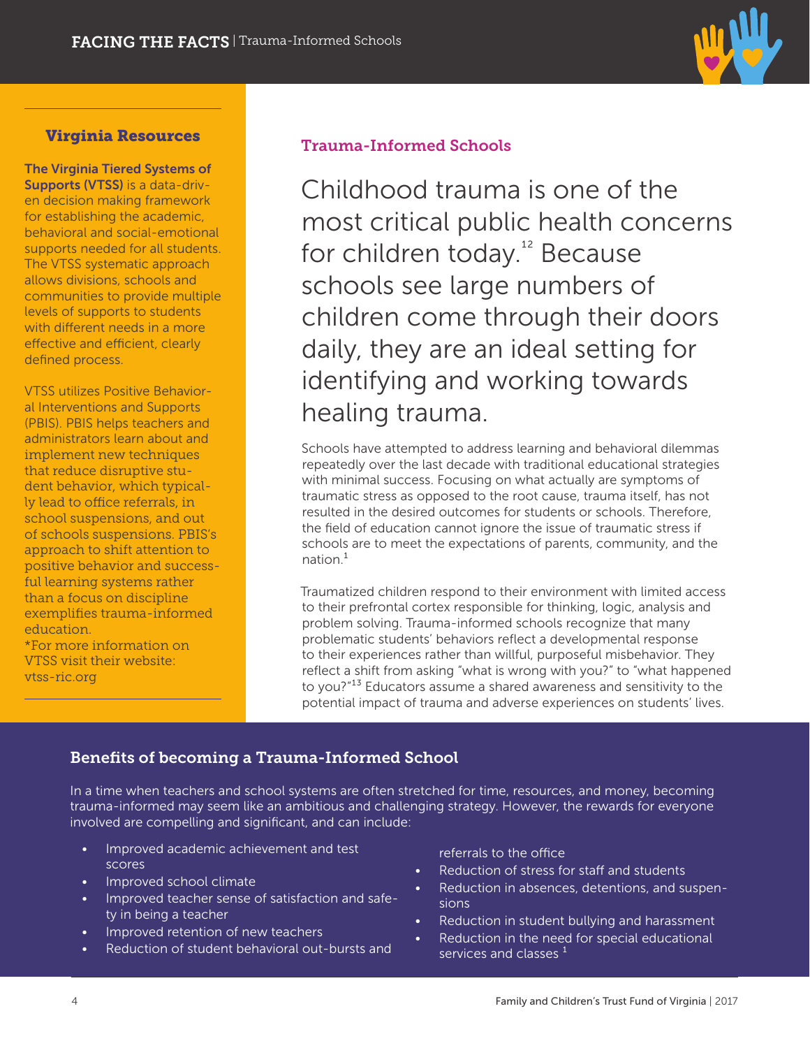## Virginia Resources

**The Virginia Tiered Systems of Supports (VTSS)** is a data-driven decision making framework for establishing the academic, behavioral and social-emotional supports needed for all students. The VTSS systematic approach allows divisions, schools and communities to provide multiple levels of supports to students with different needs in a more effective and efficient, clearly defined process.

VTSS utilizes Positive Behavioral Interventions and Supports (PBIS). PBIS helps teachers and administrators learn about and implement new techniques that reduce disruptive student behavior, which typically lead to office referrals, in school suspensions, and out of schools suspensions. PBIS's approach to shift attention to positive behavior and successful learning systems rather than a focus on discipline exemplifies trauma-informed education.

*For more information on VTSS visit their website: vtss-ric.org

## Trauma-Informed Schools

Childhood trauma is one of the most critical public health concerns for children today.[12] Because schools see large numbers of children come through their doors daily, they are an ideal setting for identifying and working towards healing trauma.

Schools have attempted to address learning and behavioral dilemmas repeatedly over the last decade with traditional educational strategies with minimal success. Focusing on what actually are symptoms of traumatic stress as opposed to the root cause, trauma itself, has not resulted in the desired outcomes for students or schools. Therefore, the field of education cannot ignore the issue of traumatic stress if schools are to meet the expectations of parents, community, and the nation.[1]

Traumatized children respond to their environment with limited access to their prefrontal cortex responsible for thinking, logic, analysis and problem solving. Trauma-informed schools recognize that many problematic students' behaviors reflect a developmental response to their experiences rather than willful, purposeful misbehavior. They reflect a shift from asking "what is wrong with you?" to "what happened to you?"[13] Educators assume a shared awareness and sensitivity to the potential impact of trauma and adverse experiences on students' lives.

### Benefits of becoming a Trauma-Informed School

In a time when teachers and school systems are often stretched for time, resources, and money, becoming trauma-informed may seem like an ambitious and challenging strategy. However, the rewards for everyone involved are compelling and significant, and can include:

- Improved academic achievement and test scores
- Improved school climate
- Improved teacher sense of satisfaction and safety in being a teacher
- Improved retention of new teachers
- Reduction of student behavioral out-bursts and referrals to the office
- Reduction of stress for staff and students
- Reduction in absences, detentions, and suspensions
- Reduction in student bullying and harassment
- Reduction in the need for special educational services and classes [1]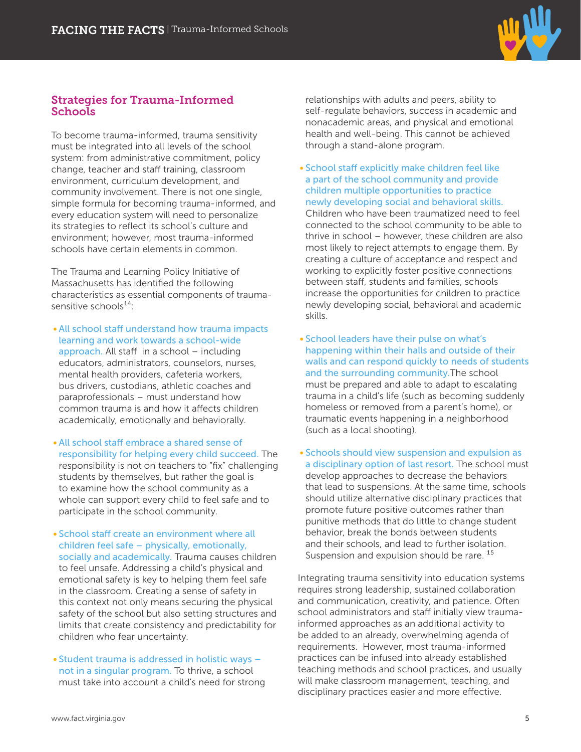## Strategies for Trauma-Informed Schools

To become trauma-informed, trauma sensitivity must be integrated into all levels of the school system: from administrative commitment, policy change, teacher and staff training, classroom environment, curriculum development, and community involvement. There is not one single, simple formula for becoming trauma-informed, and every education system will need to personalize its strategies to reflect its school's culture and environment; however, most trauma-informed schools have certain elements in common.

The Trauma and Learning Policy Initiative of Massachusetts has identified the following characteristics as essential components of trauma-sensitive schools[14]:

- **All school staff understand how trauma impacts learning and work towards a school-wide approach.** All staff in a school – including educators, administrators, counselors, nurses, mental health providers, cafeteria workers, bus drivers, custodians, athletic coaches and paraprofessionals – must understand how common trauma is and how it affects children academically, emotionally and behaviorally.
- **All school staff embrace a shared sense of responsibility for helping every child succeed.** The responsibility is not on teachers to "fix" challenging students by themselves, but rather the goal is to examine how the school community as a whole can support every child to feel safe and to participate in the school community.
- **School staff create an environment where all children feel safe – physically, emotionally, socially and academically.** Trauma causes children to feel unsafe. Addressing a child's physical and emotional safety is key to helping them feel safe in the classroom. Creating a sense of safety in this context not only means securing the physical safety of the school but also setting structures and limits that create consistency and predictability for children who fear uncertainty.
- **Student trauma is addressed in holistic ways – not in a singular program.** To thrive, a school must take into account a child's need for strong relationships with adults and peers, ability to self-regulate behaviors, success in academic and nonacademic areas, and physical and emotional health and well-being. This cannot be achieved through a stand-alone program.
- **School staff explicitly make children feel like a part of the school community and provide children multiple opportunities to practice newly developing social and behavioral skills.** Children who have been traumatized need to feel connected to the school community to be able to thrive in school – however, these children are also most likely to reject attempts to engage them. By creating a culture of acceptance and respect and working to explicitly foster positive connections between staff, students and families, schools increase the opportunities for children to practice newly developing social, behavioral and academic skills.
- **School leaders have their pulse on what's happening within their halls and outside of their walls and can respond quickly to needs of students and the surrounding community.** The school must be prepared and able to adapt to escalating trauma in a child's life (such as becoming suddenly homeless or removed from a parent's home), or traumatic events happening in a neighborhood (such as a local shooting).
- **Schools should view suspension and expulsion as a disciplinary option of last resort.** The school must develop approaches to decrease the behaviors that lead to suspensions. At the same time, schools should utilize alternative disciplinary practices that promote future positive outcomes rather than punitive methods that do little to change student behavior, break the bonds between students and their schools, and lead to further isolation. Suspension and expulsion should be rare.[15]

Integrating trauma sensitivity into education systems requires strong leadership, sustained collaboration and communication, creativity, and patience. Often school administrators and staff initially view trauma-informed approaches as an additional activity to be added to an already, overwhelming agenda of requirements. However, most trauma-informed practices can be infused into already established teaching methods and school practices, and usually will make classroom management, teaching, and disciplinary practices easier and more effective.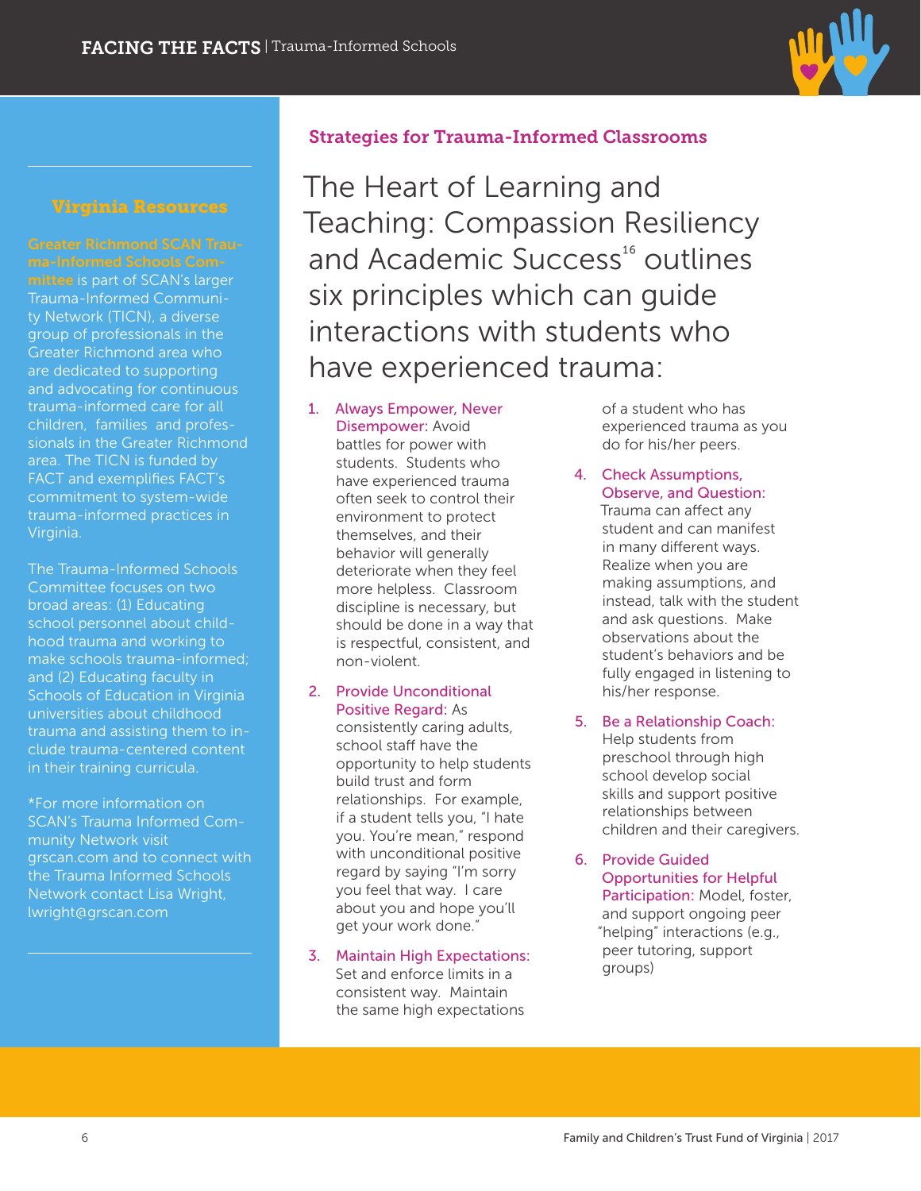## Virginia Resources

**Greater Richmond SCAN Trauma-Informed Schools Committee** is part of SCAN's larger Trauma-Informed Community Network (TICN), a diverse group of professionals in the Greater Richmond area who are dedicated to supporting and advocating for continuous trauma-informed care for all children, families and professionals in the Greater Richmond area. The TICN is funded by FACT and exemplifies FACT's commitment to system-wide trauma-informed practices in Virginia.

The Trauma-Informed Schools Committee focuses on two broad areas: (1) Educating school personnel about childhood trauma and working to make schools trauma-informed; and (2) Educating faculty in Schools of Education in Virginia universities about childhood trauma and assisting them to include trauma-centered content in their training curricula.

*For more information on SCAN's Trauma Informed Community Network visit grscan.com and to connect with the Trauma Informed Schools Network contact Lisa Wright, lwright@grscan.com

## Strategies for Trauma-Informed Classrooms

# The Heart of Learning and Teaching: Compassion Resiliency and Academic Success[16] outlines six principles which can guide interactions with students who have experienced trauma:

1. **Always Empower, Never Disempower:** Avoid battles for power with students. Students who have experienced trauma often seek to control their environment to protect themselves, and their behavior will generally deteriorate when they feel more helpless. Classroom discipline is necessary, but should be done in a way that is respectful, consistent, and non-violent.
2. **Provide Unconditional Positive Regard:** As consistently caring adults, school staff have the opportunity to help students build trust and form relationships. For example, if a student tells you, "I hate you. You're mean," respond with unconditional positive regard by saying "I'm sorry you feel that way. I care about you and hope you'll get your work done."
3. **Maintain High Expectations:** Set and enforce limits in a consistent way. Maintain the same high expectations of a student who has experienced trauma as you do for his/her peers.
4. **Check Assumptions, Observe, and Question:** Trauma can affect any student and can manifest in many different ways. Realize when you are making assumptions, and instead, talk with the student and ask questions. Make observations about the student's behaviors and be fully engaged in listening to his/her response.
5. **Be a Relationship Coach:** Help students from preschool through high school develop social skills and support positive relationships between children and their caregivers.
6. **Provide Guided Opportunities for Helpful Participation:** Model, foster, and support ongoing peer "helping" interactions (e.g., peer tutoring, support groups)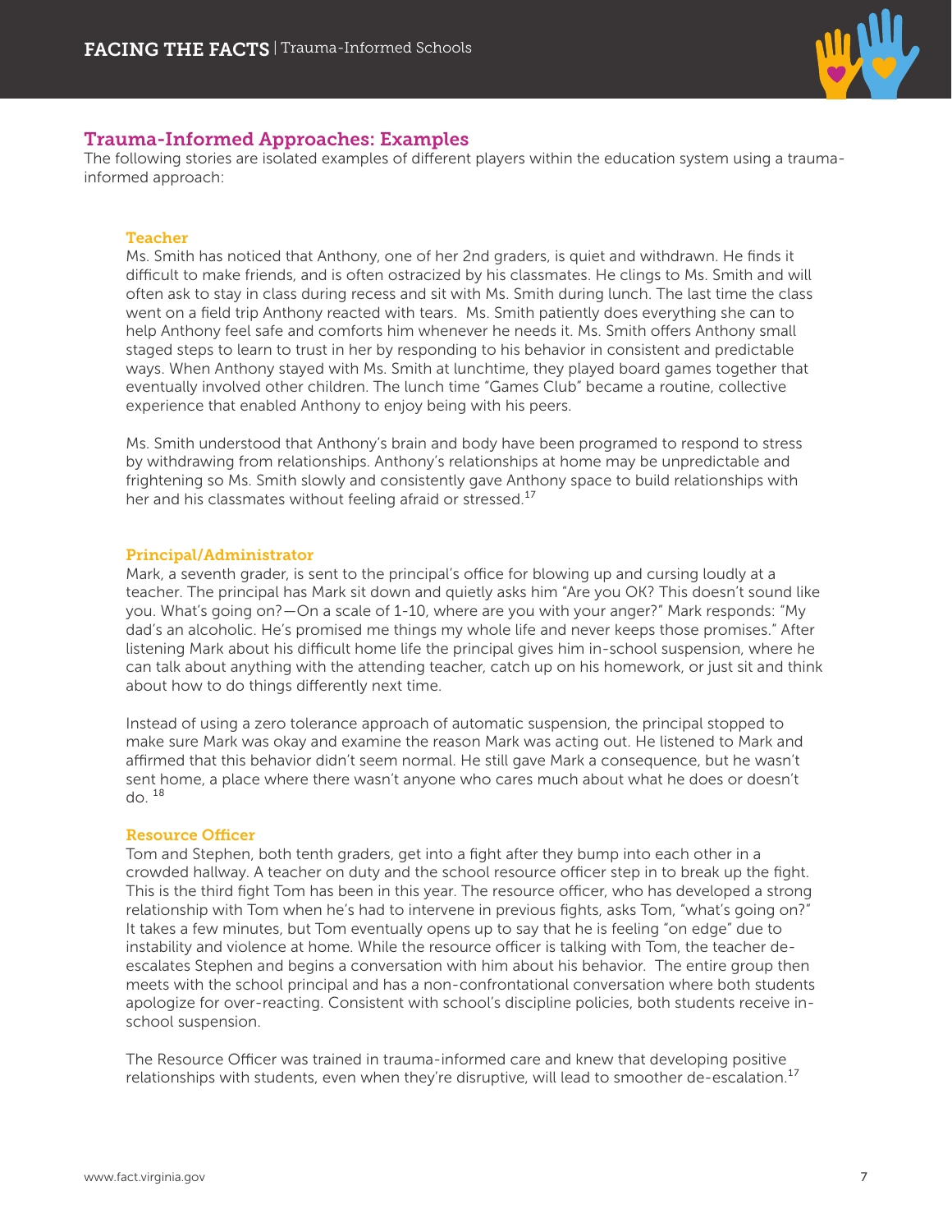## Trauma-Informed Approaches: Examples

The following stories are isolated examples of different players within the education system using a trauma-informed approach:

### Teacher

Ms. Smith has noticed that Anthony, one of her 2nd graders, is quiet and withdrawn. He finds it difficult to make friends, and is often ostracized by his classmates. He clings to Ms. Smith and will often ask to stay in class during recess and sit with Ms. Smith during lunch. The last time the class went on a field trip Anthony reacted with tears. Ms. Smith patiently does everything she can to help Anthony feel safe and comforts him whenever he needs it. Ms. Smith offers Anthony small staged steps to learn to trust in her by responding to his behavior in consistent and predictable ways. When Anthony stayed with Ms. Smith at lunchtime, they played board games together that eventually involved other children. The lunch time "Games Club" became a routine, collective experience that enabled Anthony to enjoy being with his peers.

Ms. Smith understood that Anthony's brain and body have been programed to respond to stress by withdrawing from relationships. Anthony's relationships at home may be unpredictable and frightening so Ms. Smith slowly and consistently gave Anthony space to build relationships with her and his classmates without feeling afraid or stressed.[17]

### Principal/Administrator

Mark, a seventh grader, is sent to the principal's office for blowing up and cursing loudly at a teacher. The principal has Mark sit down and quietly asks him "Are you OK? This doesn't sound like you. What's going on?—On a scale of 1-10, where are you with your anger?" Mark responds: "My dad's an alcoholic. He's promised me things my whole life and never keeps those promises." After listening Mark about his difficult home life the principal gives him in-school suspension, where he can talk about anything with the attending teacher, catch up on his homework, or just sit and think about how to do things differently next time.

Instead of using a zero tolerance approach of automatic suspension, the principal stopped to make sure Mark was okay and examine the reason Mark was acting out. He listened to Mark and affirmed that this behavior didn't seem normal. He still gave Mark a consequence, but he wasn't sent home, a place where there wasn't anyone who cares much about what he does or doesn't do. [18]

### Resource Officer

Tom and Stephen, both tenth graders, get into a fight after they bump into each other in a crowded hallway. A teacher on duty and the school resource officer step in to break up the fight. This is the third fight Tom has been in this year. The resource officer, who has developed a strong relationship with Tom when he's had to intervene in previous fights, asks Tom, "what's going on?" It takes a few minutes, but Tom eventually opens up to say that he is feeling "on edge" due to instability and violence at home. While the resource officer is talking with Tom, the teacher de-escalates Stephen and begins a conversation with him about his behavior. The entire group then meets with the school principal and has a non-confrontational conversation where both students apologize for over-reacting. Consistent with school's discipline policies, both students receive in-school suspension.

The Resource Officer was trained in trauma-informed care and knew that developing positive relationships with students, even when they're disruptive, will lead to smoother de-escalation.[17]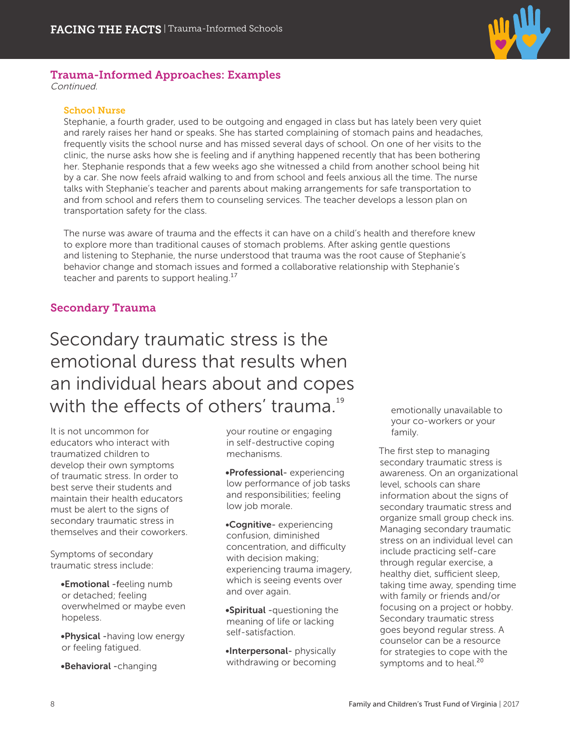## Trauma-Informed Approaches: Examples

*Continued.*

### School Nurse

Stephanie, a fourth grader, used to be outgoing and engaged in class but has lately been very quiet and rarely raises her hand or speaks. She has started complaining of stomach pains and headaches, frequently visits the school nurse and has missed several days of school. On one of her visits to the clinic, the nurse asks how she is feeling and if anything happened recently that has been bothering her. Stephanie responds that a few weeks ago she witnessed a child from another school being hit by a car. She now feels afraid walking to and from school and feels anxious all the time. The nurse talks with Stephanie's teacher and parents about making arrangements for safe transportation to and from school and refers them to counseling services. The teacher develops a lesson plan on transportation safety for the class.

The nurse was aware of trauma and the effects it can have on a child's health and therefore knew to explore more than traditional causes of stomach problems. After asking gentle questions and listening to Stephanie, the nurse understood that trauma was the root cause of Stephanie's behavior change and stomach issues and formed a collaborative relationship with Stephanie's teacher and parents to support healing.[17]

## Secondary Trauma

Secondary traumatic stress is the emotional duress that results when an individual hears about and copes with the effects of others' trauma.[19]

It is not uncommon for educators who interact with traumatized children to develop their own symptoms of traumatic stress. In order to best serve their students and maintain their health educators must be alert to the signs of secondary traumatic stress in themselves and their coworkers.

Symptoms of secondary traumatic stress include:

- **Emotional** -feeling numb or detached; feeling overwhelmed or maybe even hopeless.
- **Physical** -having low energy or feeling fatigued.
- **Behavioral** -changing your routine or engaging in self-destructive coping mechanisms.
- **Professional**- experiencing low performance of job tasks and responsibilities; feeling low job morale.
- **Cognitive**- experiencing confusion, diminished concentration, and difficulty with decision making; experiencing trauma imagery, which is seeing events over and over again.
- **Spiritual** -questioning the meaning of life or lacking self-satisfaction.
- **Interpersonal**- physically withdrawing or becoming emotionally unavailable to your co-workers or your family.

The first step to managing secondary traumatic stress is awareness. On an organizational level, schools can share information about the signs of secondary traumatic stress and organize small group check ins. Managing secondary traumatic stress on an individual level can include practicing self-care through regular exercise, a healthy diet, sufficient sleep, taking time away, spending time with family or friends and/or focusing on a project or hobby. Secondary traumatic stress goes beyond regular stress. A counselor can be a resource for strategies to cope with the symptoms and to heal.[20]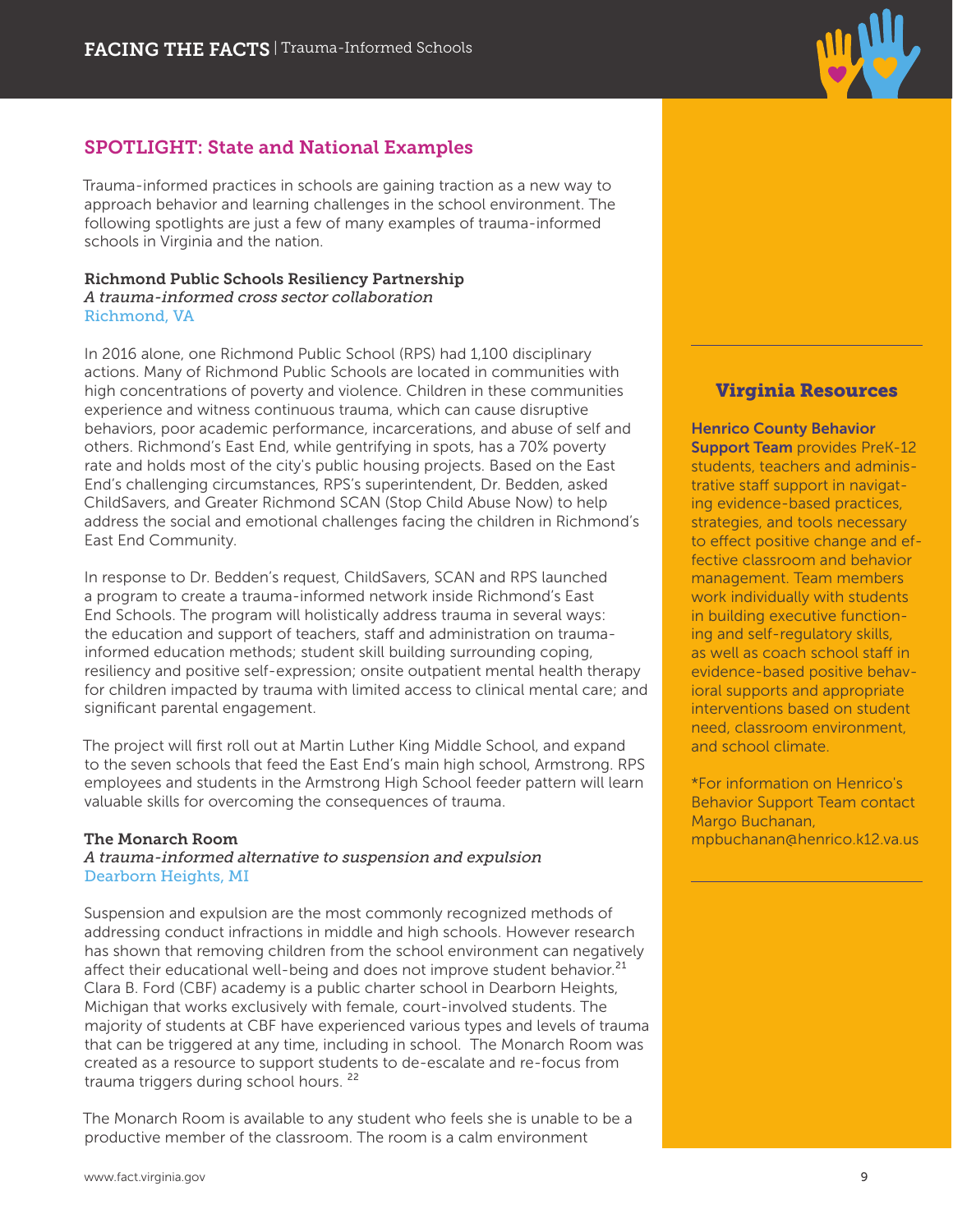## SPOTLIGHT: State and National Examples

Trauma-informed practices in schools are gaining traction as a new way to approach behavior and learning challenges in the school environment. The following spotlights are just a few of many examples of trauma-informed schools in Virginia and the nation.

### Richmond Public Schools Resiliency Partnership

*A trauma-informed cross sector collaboration*

Richmond, VA

In 2016 alone, one Richmond Public School (RPS) had 1,100 disciplinary actions. Many of Richmond Public Schools are located in communities with high concentrations of poverty and violence. Children in these communities experience and witness continuous trauma, which can cause disruptive behaviors, poor academic performance, incarcerations, and abuse of self and others. Richmond's East End, while gentrifying in spots, has a 70% poverty rate and holds most of the city's public housing projects. Based on the East End's challenging circumstances, RPS's superintendent, Dr. Bedden, asked ChildSavers, and Greater Richmond SCAN (Stop Child Abuse Now) to help address the social and emotional challenges facing the children in Richmond's East End Community.

In response to Dr. Bedden's request, ChildSavers, SCAN and RPS launched a program to create a trauma-informed network inside Richmond's East End Schools. The program will holistically address trauma in several ways: the education and support of teachers, staff and administration on trauma-informed education methods; student skill building surrounding coping, resiliency and positive self-expression; onsite outpatient mental health therapy for children impacted by trauma with limited access to clinical mental care; and significant parental engagement.

The project will first roll out at Martin Luther King Middle School, and expand to the seven schools that feed the East End's main high school, Armstrong. RPS employees and students in the Armstrong High School feeder pattern will learn valuable skills for overcoming the consequences of trauma.

### The Monarch Room

*A trauma-informed alternative to suspension and expulsion*

Dearborn Heights, MI

Suspension and expulsion are the most commonly recognized methods of addressing conduct infractions in middle and high schools. However research has shown that removing children from the school environment can negatively affect their educational well-being and does not improve student behavior.[21] Clara B. Ford (CBF) academy is a public charter school in Dearborn Heights, Michigan that works exclusively with female, court-involved students. The majority of students at CBF have experienced various types and levels of trauma that can be triggered at any time, including in school. The Monarch Room was created as a resource to support students to de-escalate and re-focus from trauma triggers during school hours. [22]

The Monarch Room is available to any student who feels she is unable to be a productive member of the classroom. The room is a calm environment

---

## Virginia Resources

**Henrico County Behavior Support Team** provides PreK-12 students, teachers and administrative staff support in navigating evidence-based practices, strategies, and tools necessary to effect positive change and effective classroom and behavior management. Team members work individually with students in building executive functioning and self-regulatory skills, as well as coach school staff in evidence-based positive behavioral supports and appropriate interventions based on student need, classroom environment, and school climate.

*For information on Henrico's Behavior Support Team contact Margo Buchanan, mpbuchanan@henrico.k12.va.us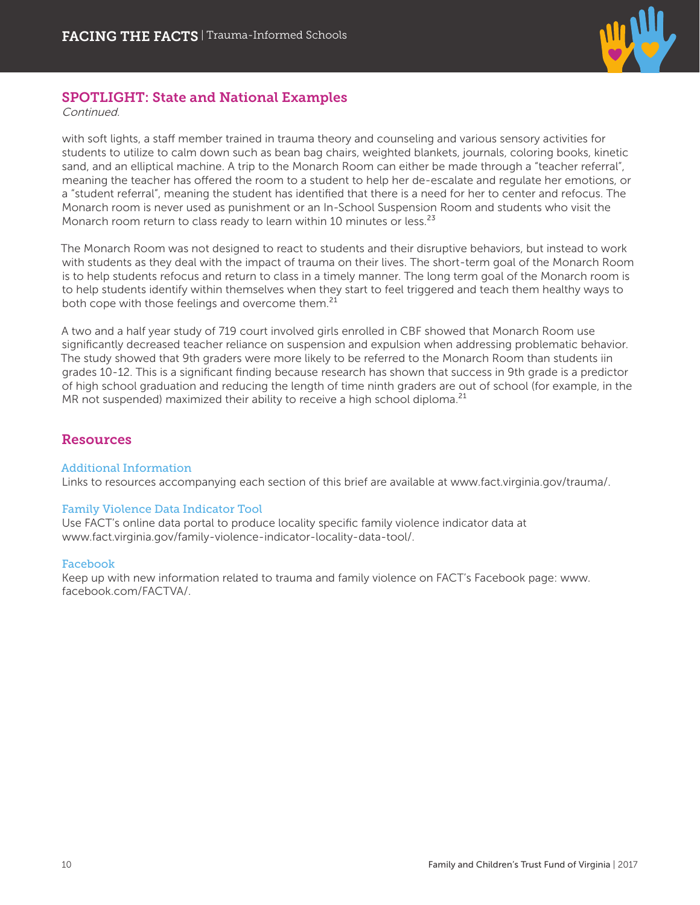## SPOTLIGHT: State and National Examples

*Continued.*

with soft lights, a staff member trained in trauma theory and counseling and various sensory activities for students to utilize to calm down such as bean bag chairs, weighted blankets, journals, coloring books, kinetic sand, and an elliptical machine. A trip to the Monarch Room can either be made through a "teacher referral", meaning the teacher has offered the room to a student to help her de-escalate and regulate her emotions, or a "student referral", meaning the student has identified that there is a need for her to center and refocus. The Monarch room is never used as punishment or an In-School Suspension Room and students who visit the Monarch room return to class ready to learn within 10 minutes or less.[23]

The Monarch Room was not designed to react to students and their disruptive behaviors, but instead to work with students as they deal with the impact of trauma on their lives. The short-term goal of the Monarch Room is to help students refocus and return to class in a timely manner. The long term goal of the Monarch room is to help students identify within themselves when they start to feel triggered and teach them healthy ways to both cope with those feelings and overcome them.[21]

A two and a half year study of 719 court involved girls enrolled in CBF showed that Monarch Room use significantly decreased teacher reliance on suspension and expulsion when addressing problematic behavior. The study showed that 9th graders were more likely to be referred to the Monarch Room than students iin grades 10-12. This is a significant finding because research has shown that success in 9th grade is a predictor of high school graduation and reducing the length of time ninth graders are out of school (for example, in the MR not suspended) maximized their ability to receive a high school diploma.[21]

## Resources

### Additional Information

Links to resources accompanying each section of this brief are available at www.fact.virginia.gov/trauma/.

### Family Violence Data Indicator Tool

Use FACT's online data portal to produce locality specific family violence indicator data at www.fact.virginia.gov/family-violence-indicator-locality-data-tool/.

### Facebook

Keep up with new information related to trauma and family violence on FACT's Facebook page: www.facebook.com/FACTVA/.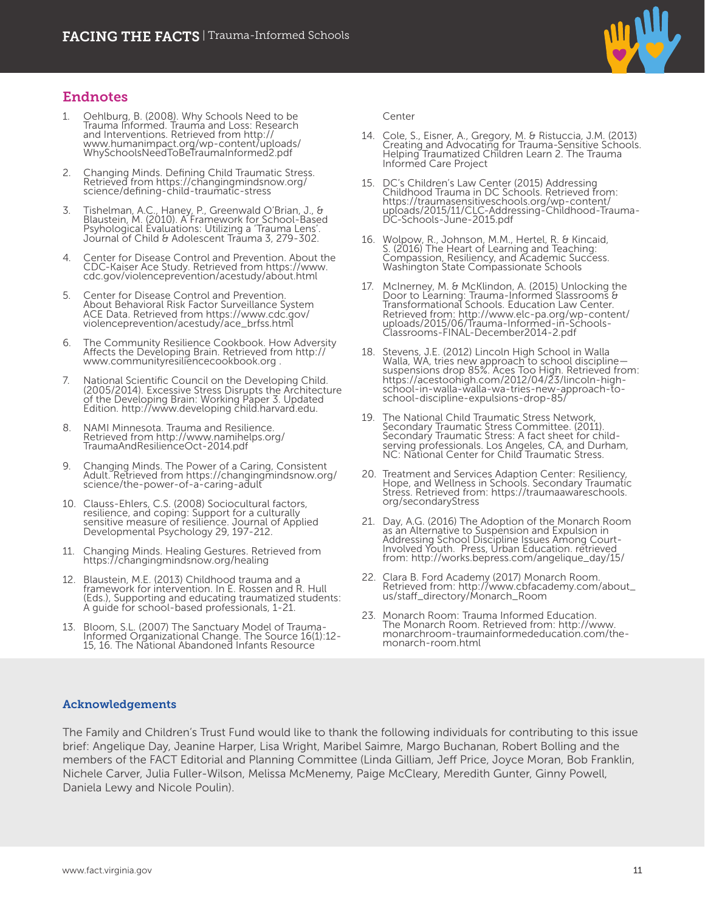## Endnotes

1. Oehlburg, B. (2008). Why Schools Need to be Trauma Informed. Trauma and Loss: Research and Interventions. Retrieved from http://www.humanimpact.org/wp-content/uploads/WhySchoolsNeedToBeTraumaInformed2.pdf
2. Changing Minds. Defining Child Traumatic Stress. Retrieved from https://changingmindsnow.org/science/defining-child-traumatic-stress
3. Tishelman, A.C., Haney, P., Greenwald O'Brian, J., & Blaustein, M. (2010). A Framework for School-Based Psychological Evaluations: Utilizing a 'Trauma Lens'. Journal of Child & Adolescent Trauma 3, 279-302.
4. Center for Disease Control and Prevention. About the CDC-Kaiser Ace Study. Retrieved from https://www.cdc.gov/violenceprevention/acestudy/about.html
5. Center for Disease Control and Prevention. About Behavioral Risk Factor Surveillance System ACE Data. Retrieved from https://www.cdc.gov/violenceprevention/acestudy/ace_brfss.html
6. The Community Resilience Cookbook. How Adversity Affects the Developing Brain. Retrieved from http://www.communityresiliencecookbook.org .
7. National Scientific Council on the Developing Child. (2005/2014). Excessive Stress Disrupts the Architecture of the Developing Brain: Working Paper 3. Updated Edition. http://www.developing child.harvard.edu.
8. NAMI Minnesota. Trauma and Resilience. Retrieved from http://www.namihelps.org/TraumaAndResilienceOct-2014.pdf
9. Changing Minds. The Power of a Caring, Consistent Adult. Retrieved from https://changingmindsnow.org/science/the-power-of-a-caring-adult
10. Clauss-Ehlers, C.S. (2008) Sociocultural factors, resilience, and coping: Support for a culturally sensitive measure of resilience. Journal of Applied Developmental Psychology 29, 197-212.
11. Changing Minds. Healing Gestures. Retrieved from https://changingmindsnow.org/healing
12. Blaustein, M.E. (2013) Childhood trauma and a framework for intervention. In E. Rossen and R. Hull (Eds.), Supporting and educating traumatized students: A guide for school-based professionals, 1-21.
13. Bloom, S.L. (2007) The Sanctuary Model of Trauma-Informed Organizational Change. The Source 16(1):12-15, 16. The National Abandoned Infants Resource Center
14. Cole, S., Eisner, A., Gregory, M. & Ristuccia, J.M. (2013) Creating and Advocating for Trauma-Sensitive Schools. Helping Traumatized Children Learn 2. The Trauma Informed Care Project
15. DC's Children's Law Center (2015) Addressing Childhood Trauma in DC Schools. Retrieved from: https://traumasensitiveschools.org/wp-content/uploads/2015/11/CLC-Addressing-Childhood-Trauma-DC-Schools-June-2015.pdf
16. Wolpow, R., Johnson, M.M., Hertel, R. & Kincaid, S. (2016) The Heart of Learning and Teaching: Compassion, Resiliency, and Academic Success. Washington State Compassionate Schools
17. McInerney, M. & McKlindon, A. (2015) Unlocking the Door to Learning: Trauma-Informed Classrooms & Transformational Schools. Education Law Center. Retrieved from: http://www.elc-pa.org/wp-content/uploads/2015/06/Trauma-Informed-in-Schools-Classrooms-FINAL-December2014-2.pdf
18. Stevens, J.E. (2012) Lincoln High School in Walla Walla, WA, tries new approach to school discipline—suspensions drop 85%. Aces Too High. Retrieved from: https://acestoohigh.com/2012/04/23/lincoln-high-school-in-walla-walla-wa-tries-new-approach-to-school-discipline-expulsions-drop-85/
19. The National Child Traumatic Stress Network, Secondary Traumatic Stress Committee. (2011). Secondary Traumatic Stress: A fact sheet for child-serving professionals. Los Angeles, CA, and Durham, NC: National Center for Child Traumatic Stress.
20. Treatment and Services Adaption Center: Resiliency, Hope, and Wellness in Schools. Secondary Traumatic Stress. Retrieved from: https://traumaawareschools.org/secondaryStress
21. Day, A.G. (2016) The Adoption of the Monarch Room as an Alternative to Suspension and Expulsion in Addressing School Discipline Issues Among Court-Involved Youth. Press, Urban Education. retrieved from: http://works.bepress.com/angelique_day/15/
22. Clara B. Ford Academy (2017) Monarch Room. Retrieved from: http://www.cbfacademy.com/about_us/staff_directory/Monarch_Room
23. Monarch Room: Trauma Informed Education. The Monarch Room. Retrieved from: http://www.monarchroom-traumainformededucation.com/the-monarch-room.html

## Acknowledgements

The Family and Children's Trust Fund would like to thank the following individuals for contributing to this issue brief: Angelique Day, Jeanine Harper, Lisa Wright, Maribel Saimre, Margo Buchanan, Robert Bolling and the members of the FACT Editorial and Planning Committee (Linda Gilliam, Jeff Price, Joyce Moran, Bob Franklin, Nichele Carver, Julia Fuller-Wilson, Melissa McMenemy, Paige McCleary, Meredith Gunter, Ginny Powell, Daniela Lewy and Nicole Poulin).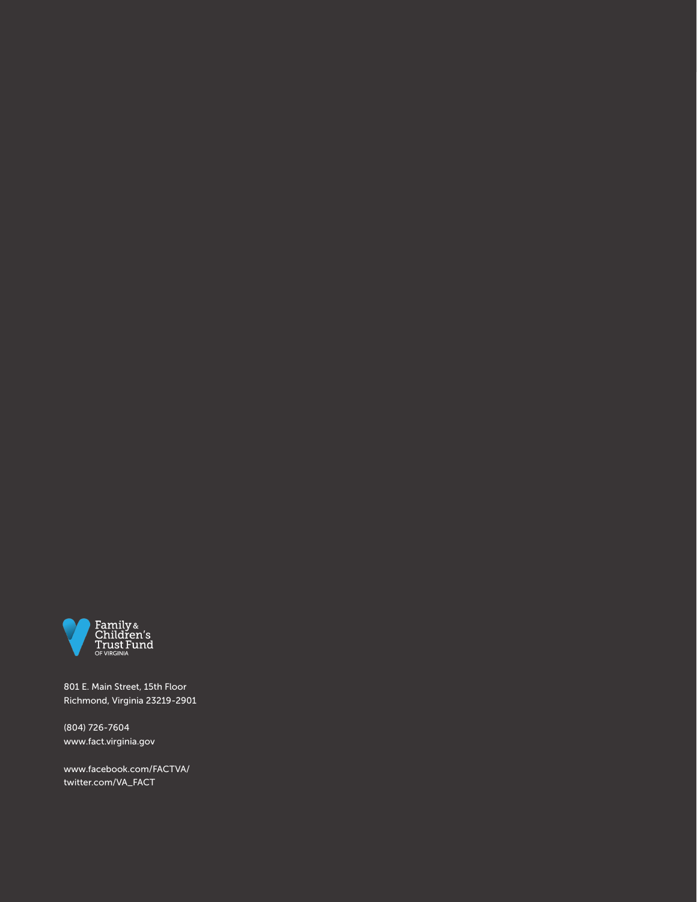Family & Children's Trust Fund OF VIRGINIA

801 E. Main Street, 15th Floor
Richmond, Virginia 23219-2901

(804) 726-7604
www.fact.virginia.gov

www.facebook.com/FACTVA/
twitter.com/VA_FACT